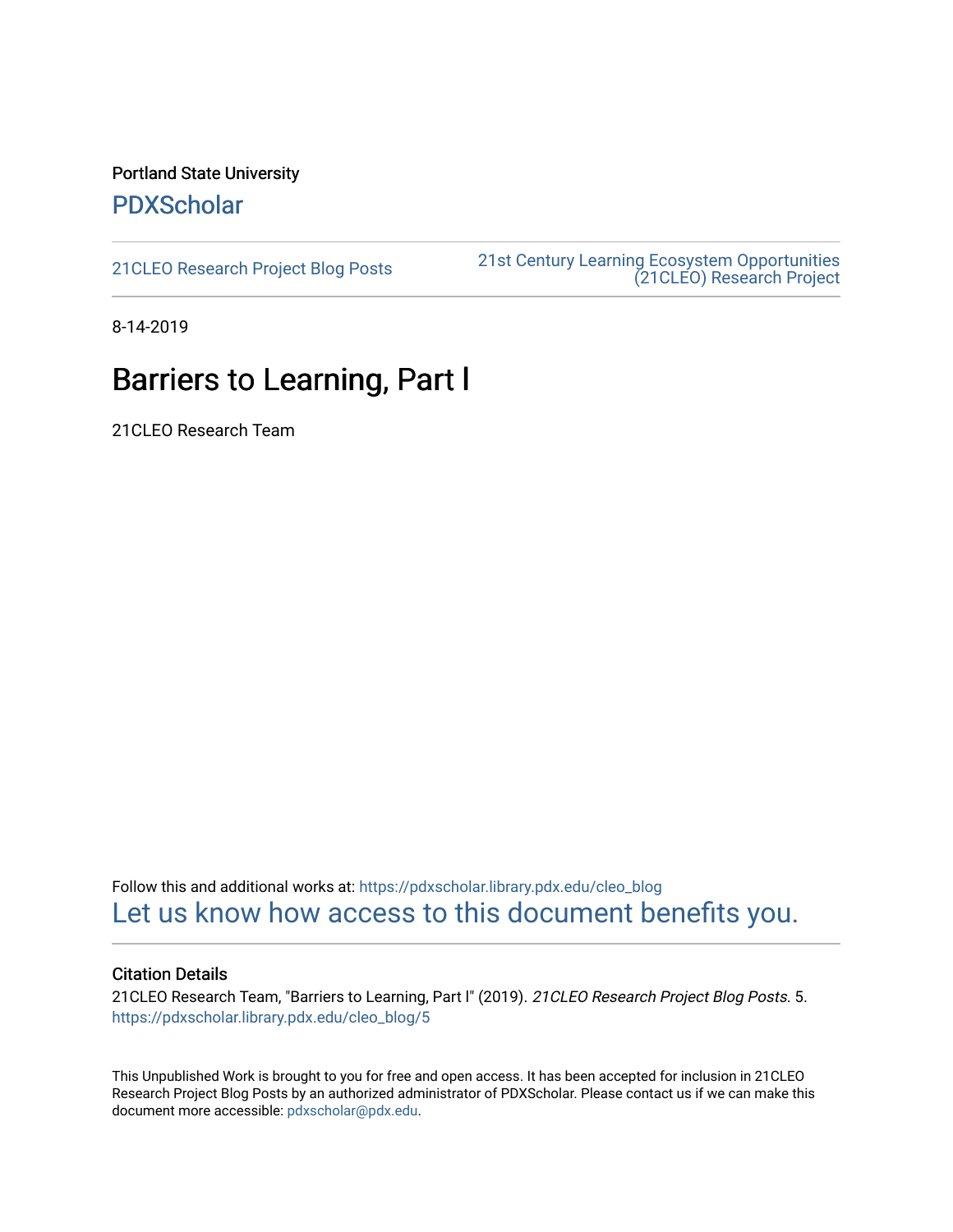Portland State University

# PDXScholar

21CLEO Research Project Blog Posts

21st Century Learning Ecosystem Opportunities (21CLEO) Research Project

8-14-2019

# Barriers to Learning, Part I

21CLEO Research Team

Follow this and additional works at: https://pdxscholar.library.pdx.edu/cleo_blog

Let us know how access to this document benefits you.

### Citation Details

21CLEO Research Team, "Barriers to Learning, Part I" (2019). *21CLEO Research Project Blog Posts*. 5.
https://pdxscholar.library.pdx.edu/cleo_blog/5

This Unpublished Work is brought to you for free and open access. It has been accepted for inclusion in 21CLEO Research Project Blog Posts by an authorized administrator of PDXScholar. Please contact us if we can make this document more accessible: pdxscholar@pdx.edu.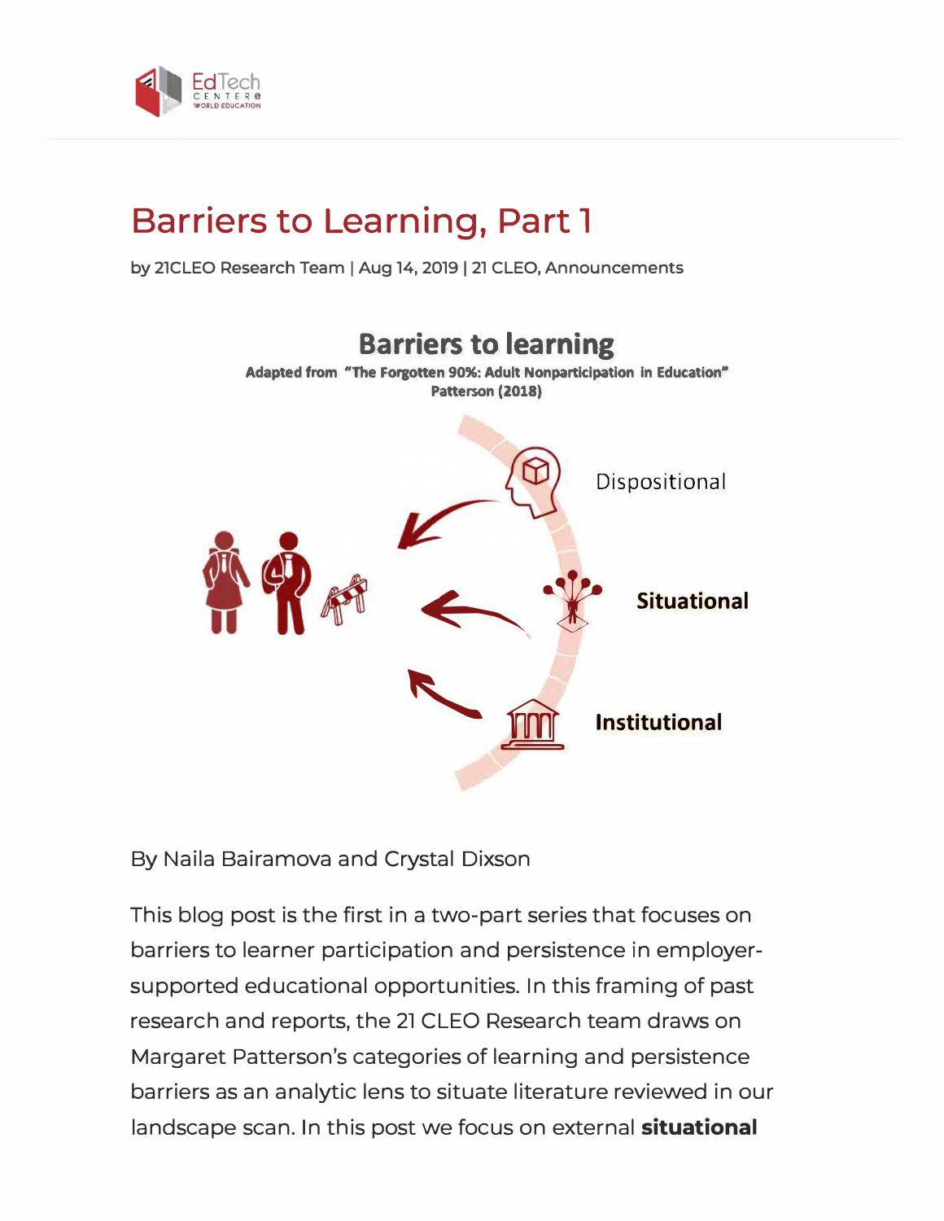# Barriers to Learning, Part 1

by 21CLEO Research Team | Aug 14, 2019 | 21 CLEO, Announcements

**Barriers to learning**

Adapted from "The Forgotten 90%: Adult Nonparticipation in Education" Patterson (2018)

Dispositional

**Situational**

**Institutional**

By Naila Bairamova and Crystal Dixson

This blog post is the first in a two-part series that focuses on barriers to learner participation and persistence in employer-supported educational opportunities. In this framing of past research and reports, the 21 CLEO Research team draws on Margaret Patterson's categories of learning and persistence barriers as an analytic lens to situate literature reviewed in our landscape scan. In this post we focus on external **situational**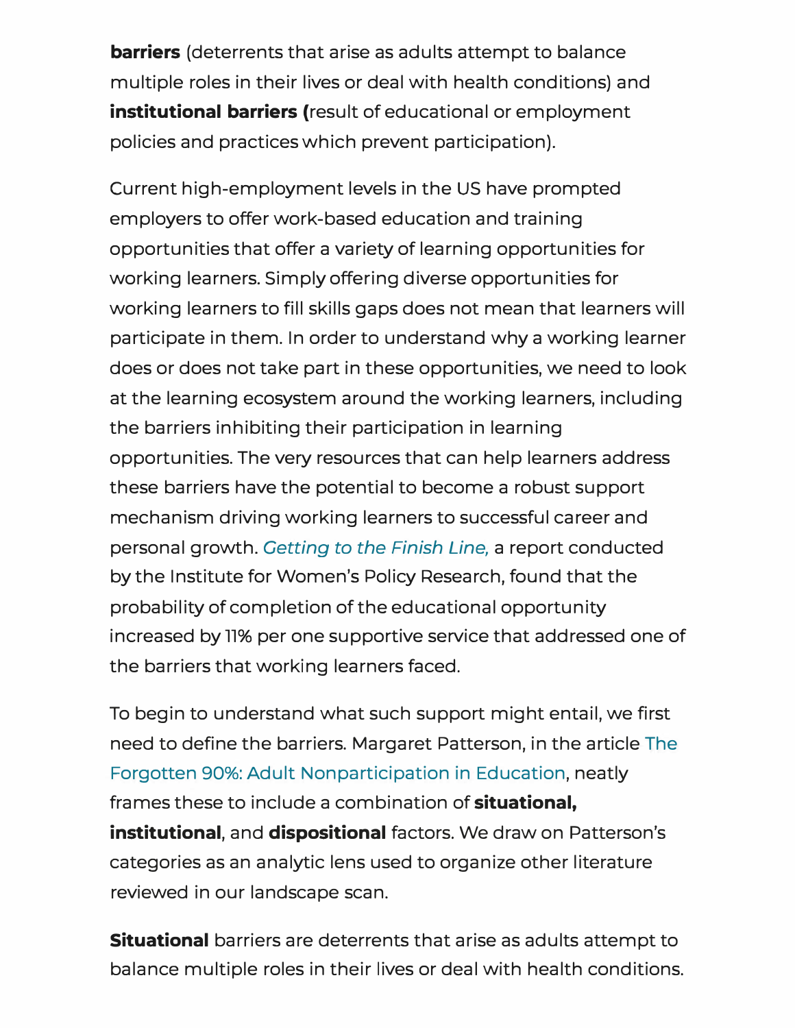**barriers** (deterrents that arise as adults attempt to balance multiple roles in their lives or deal with health conditions) and **institutional barriers (**result of educational or employment policies and practices which prevent participation).

Current high-employment levels in the US have prompted employers to offer work-based education and training opportunities that offer a variety of learning opportunities for working learners. Simply offering diverse opportunities for working learners to fill skills gaps does not mean that learners will participate in them. In order to understand why a working learner does or does not take part in these opportunities, we need to look at the learning ecosystem around the working learners, including the barriers inhibiting their participation in learning opportunities. The very resources that can help learners address these barriers have the potential to become a robust support mechanism driving working learners to successful career and personal growth. *Getting to the Finish Line,* a report conducted by the Institute for Women's Policy Research, found that the probability of completion of the educational opportunity increased by 11% per one supportive service that addressed one of the barriers that working learners faced.

To begin to understand what such support might entail, we first need to define the barriers. Margaret Patterson, in the article The Forgotten 90%: Adult Nonparticipation in Education, neatly frames these to include a combination of **situational, institutional**, and **dispositional** factors. We draw on Patterson's categories as an analytic lens used to organize other literature reviewed in our landscape scan.

**Situational** barriers are deterrents that arise as adults attempt to balance multiple roles in their lives or deal with health conditions.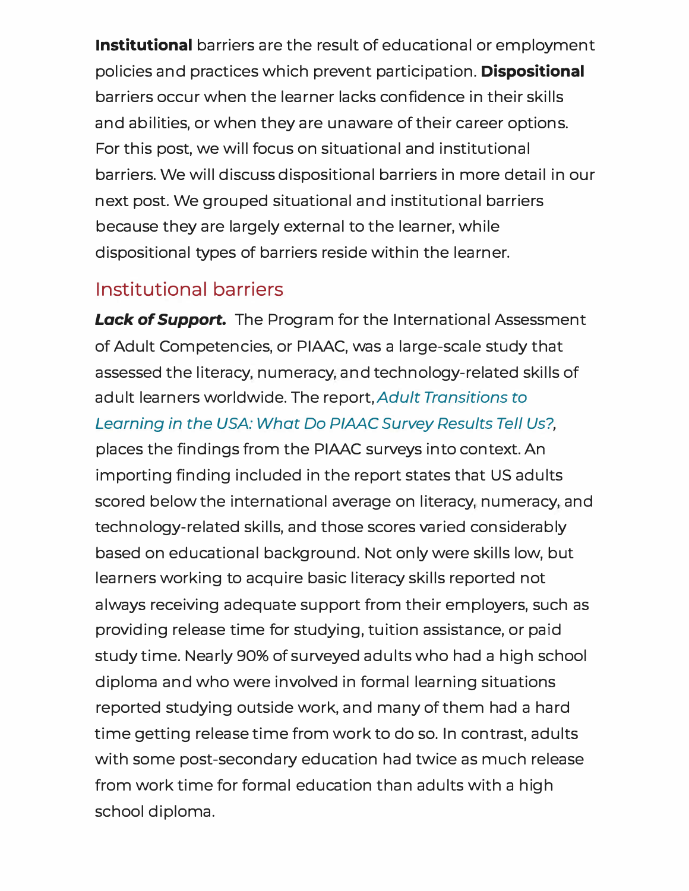**Institutional** barriers are the result of educational or employment policies and practices which prevent participation. **Dispositional** barriers occur when the learner lacks confidence in their skills and abilities, or when they are unaware of their career options. For this post, we will focus on situational and institutional barriers. We will discuss dispositional barriers in more detail in our next post. We grouped situational and institutional barriers because they are largely external to the learner, while dispositional types of barriers reside within the learner.

## Institutional barriers

***Lack of Support.*** The Program for the International Assessment of Adult Competencies, or PIAAC, was a large-scale study that assessed the literacy, numeracy, and technology-related skills of adult learners worldwide. The report, *Adult Transitions to Learning in the USA: What Do PIAAC Survey Results Tell Us?*, places the findings from the PIAAC surveys into context. An importing finding included in the report states that US adults scored below the international average on literacy, numeracy, and technology-related skills, and those scores varied considerably based on educational background. Not only were skills low, but learners working to acquire basic literacy skills reported not always receiving adequate support from their employers, such as providing release time for studying, tuition assistance, or paid study time. Nearly 90% of surveyed adults who had a high school diploma and who were involved in formal learning situations reported studying outside work, and many of them had a hard time getting release time from work to do so. In contrast, adults with some post-secondary education had twice as much release from work time for formal education than adults with a high school diploma.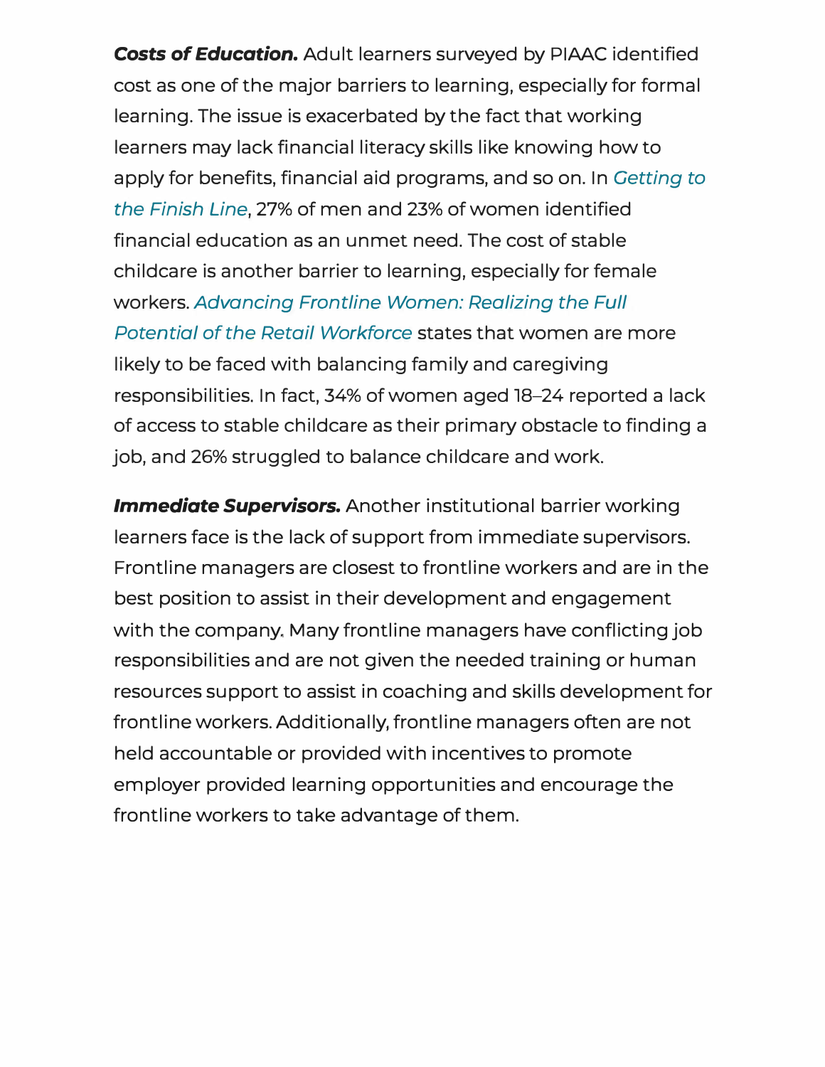***Costs of Education.*** Adult learners surveyed by PIAAC identified cost as one of the major barriers to learning, especially for formal learning. The issue is exacerbated by the fact that working learners may lack financial literacy skills like knowing how to apply for benefits, financial aid programs, and so on. In *Getting to the Finish Line*, 27% of men and 23% of women identified financial education as an unmet need. The cost of stable childcare is another barrier to learning, especially for female workers. *Advancing Frontline Women: Realizing the Full Potential of the Retail Workforce* states that women are more likely to be faced with balancing family and caregiving responsibilities. In fact, 34% of women aged 18–24 reported a lack of access to stable childcare as their primary obstacle to finding a job, and 26% struggled to balance childcare and work.

***Immediate Supervisors.*** Another institutional barrier working learners face is the lack of support from immediate supervisors. Frontline managers are closest to frontline workers and are in the best position to assist in their development and engagement with the company. Many frontline managers have conflicting job responsibilities and are not given the needed training or human resources support to assist in coaching and skills development for frontline workers. Additionally, frontline managers often are not held accountable or provided with incentives to promote employer provided learning opportunities and encourage the frontline workers to take advantage of them.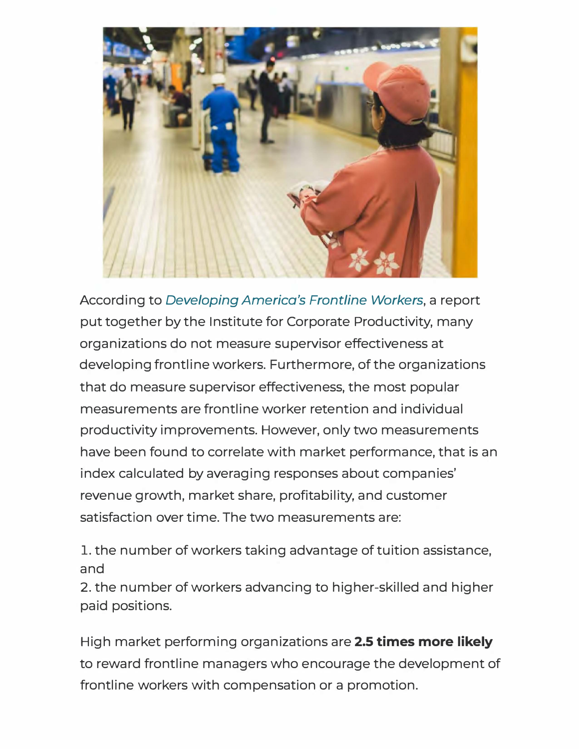According to *Developing America's Frontline Workers*, a report put together by the Institute for Corporate Productivity, many organizations do not measure supervisor effectiveness at developing frontline workers. Furthermore, of the organizations that do measure supervisor effectiveness, the most popular measurements are frontline worker retention and individual productivity improvements. However, only two measurements have been found to correlate with market performance, that is an index calculated by averaging responses about companies' revenue growth, market share, profitability, and customer satisfaction over time. The two measurements are:

1. the number of workers taking advantage of tuition assistance, and
2. the number of workers advancing to higher-skilled and higher paid positions.

High market performing organizations are **2.5 times more likely** to reward frontline managers who encourage the development of frontline workers with compensation or a promotion.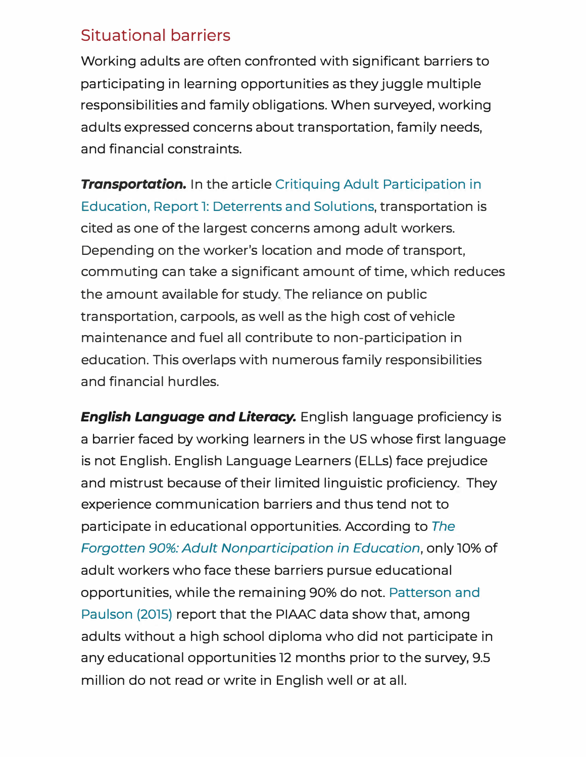## Situational barriers

Working adults are often confronted with significant barriers to participating in learning opportunities as they juggle multiple responsibilities and family obligations. When surveyed, working adults expressed concerns about transportation, family needs, and financial constraints.

***Transportation.*** In the article Critiquing Adult Participation in Education, Report 1: Deterrents and Solutions, transportation is cited as one of the largest concerns among adult workers. Depending on the worker's location and mode of transport, commuting can take a significant amount of time, which reduces the amount available for study. The reliance on public transportation, carpools, as well as the high cost of vehicle maintenance and fuel all contribute to non-participation in education. This overlaps with numerous family responsibilities and financial hurdles.

***English Language and Literacy.*** English language proficiency is a barrier faced by working learners in the US whose first language is not English. English Language Learners (ELLs) face prejudice and mistrust because of their limited linguistic proficiency. They experience communication barriers and thus tend not to participate in educational opportunities. According to *The Forgotten 90%: Adult Nonparticipation in Education*, only 10% of adult workers who face these barriers pursue educational opportunities, while the remaining 90% do not. Patterson and Paulson (2015) report that the PIAAC data show that, among adults without a high school diploma who did not participate in any educational opportunities 12 months prior to the survey, 9.5 million do not read or write in English well or at all.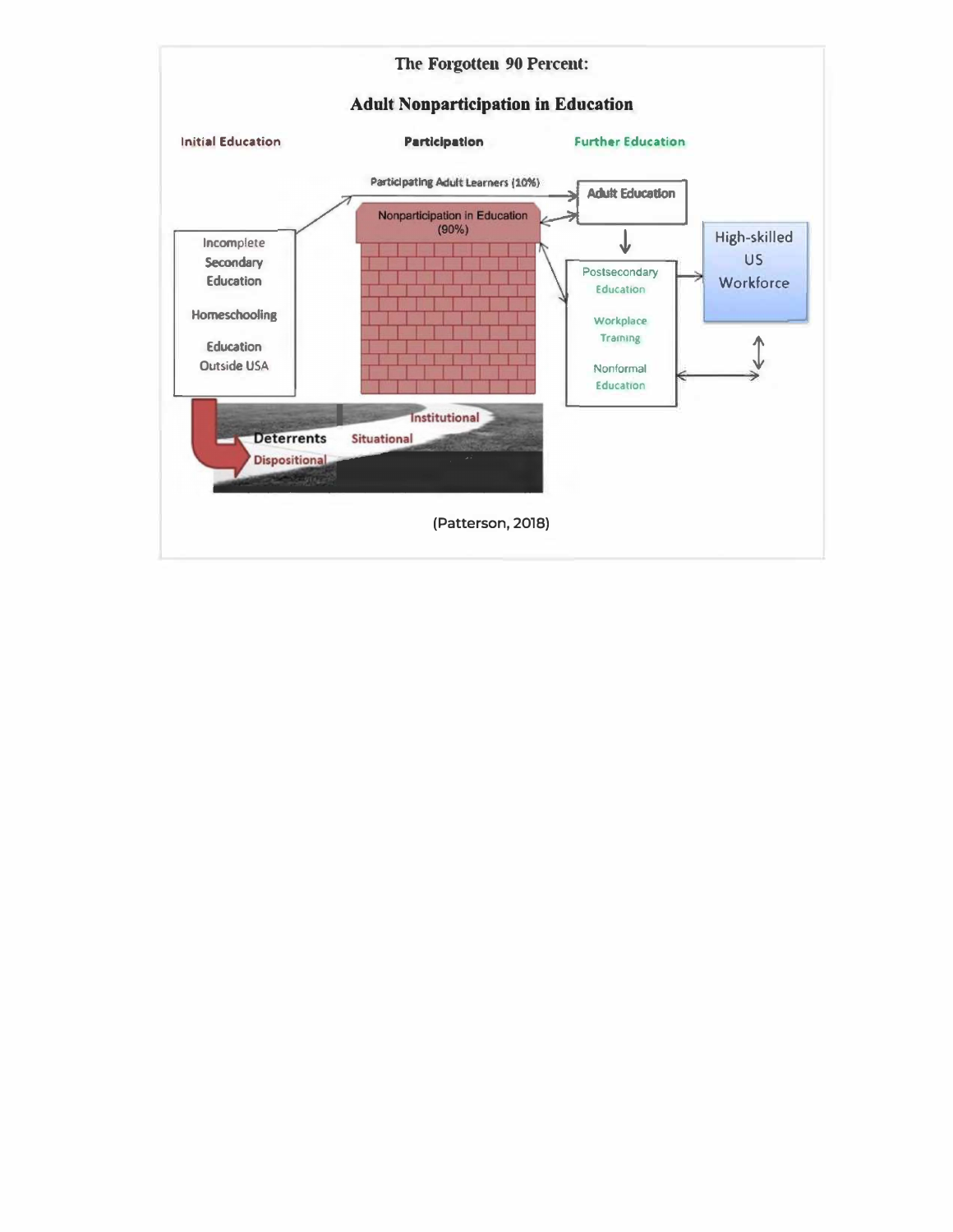**The Forgotten 90 Percent:**

**Adult Nonparticipation in Education**

Initial Education | Participation | Further Education

Participating Adult Learners (10%)

Adult Education

Nonparticipation in Education (90%)

Incomplete Secondary Education

Homeschooling

Education Outside USA

Postsecondary Education

Workplace Training

Nonformal Education

High-skilled US Workforce

Deterrents

Dispositional

Situational

Institutional

(Patterson, 2018)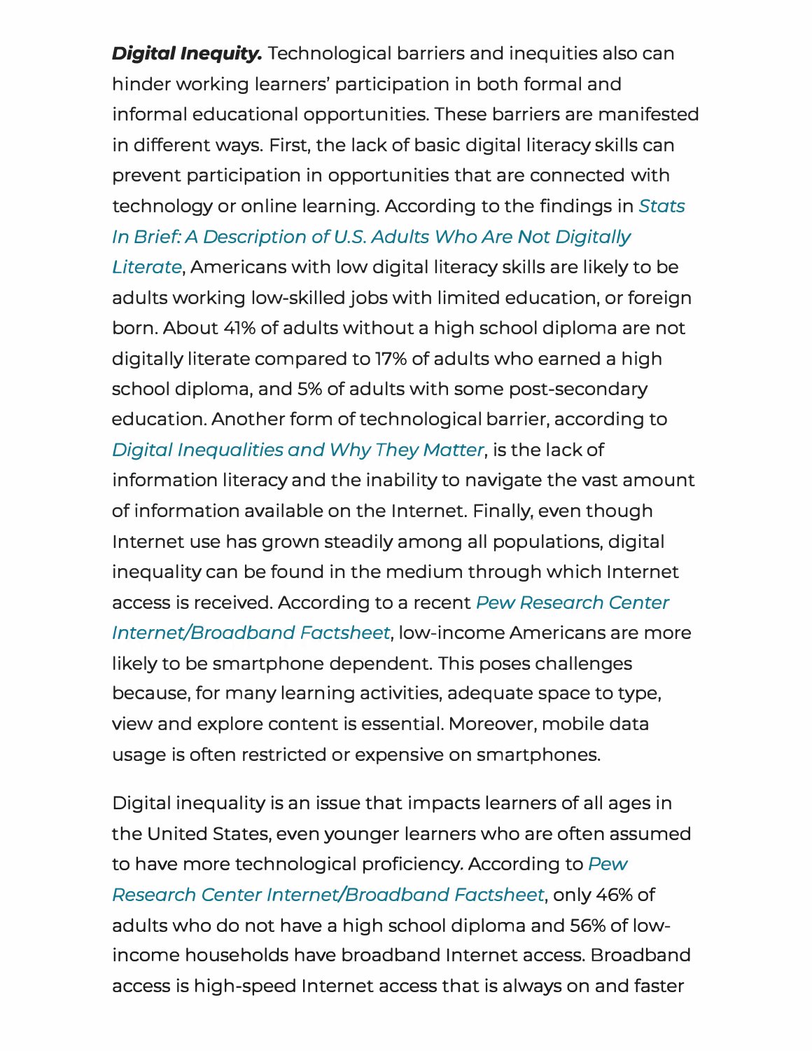***Digital Inequity.*** Technological barriers and inequities also can hinder working learners' participation in both formal and informal educational opportunities. These barriers are manifested in different ways. First, the lack of basic digital literacy skills can prevent participation in opportunities that are connected with technology or online learning. According to the findings in *Stats In Brief: A Description of U.S. Adults Who Are Not Digitally Literate*, Americans with low digital literacy skills are likely to be adults working low-skilled jobs with limited education, or foreign born. About 41% of adults without a high school diploma are not digitally literate compared to 17% of adults who earned a high school diploma, and 5% of adults with some post-secondary education. Another form of technological barrier, according to *Digital Inequalities and Why They Matter*, is the lack of information literacy and the inability to navigate the vast amount of information available on the Internet. Finally, even though Internet use has grown steadily among all populations, digital inequality can be found in the medium through which Internet access is received. According to a recent *Pew Research Center Internet/Broadband Factsheet*, low-income Americans are more likely to be smartphone dependent. This poses challenges because, for many learning activities, adequate space to type, view and explore content is essential. Moreover, mobile data usage is often restricted or expensive on smartphones.

Digital inequality is an issue that impacts learners of all ages in the United States, even younger learners who are often assumed to have more technological proficiency. According to *Pew Research Center Internet/Broadband Factsheet*, only 46% of adults who do not have a high school diploma and 56% of low-income households have broadband Internet access. Broadband access is high-speed Internet access that is always on and faster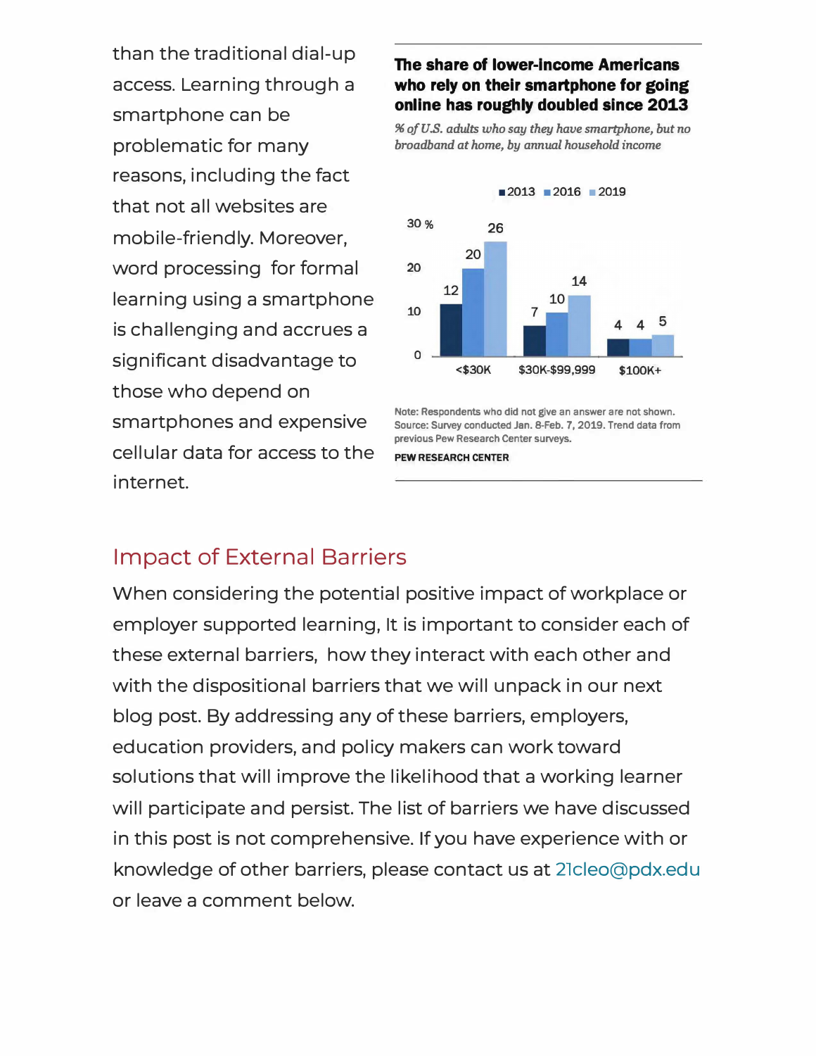than the traditional dial-up access. Learning through a smartphone can be problematic for many reasons, including the fact that not all websites are mobile-friendly. Moreover, word processing for formal learning using a smartphone is challenging and accrues a significant disadvantage to those who depend on smartphones and expensive cellular data for access to the internet.

**The share of lower-income Americans who rely on their smartphone for going online has roughly doubled since 2013**

*% of U.S. adults who say they have smartphone, but no broadband at home, by annual household income*

2013 2016 2019

30 %
20
10
0

<$30K: 12, 20, 26

$30K-$99,999: 7, 10, 14

$100K+: 4, 4, 5

Note: Respondents who did not give an answer are not shown.
Source: Survey conducted Jan. 8-Feb. 7, 2019. Trend data from previous Pew Research Center surveys.

PEW RESEARCH CENTER

## Impact of External Barriers

When considering the potential positive impact of workplace or employer supported learning, It is important to consider each of these external barriers, how they interact with each other and with the dispositional barriers that we will unpack in our next blog post. By addressing any of these barriers, employers, education providers, and policy makers can work toward solutions that will improve the likelihood that a working learner will participate and persist. The list of barriers we have discussed in this post is not comprehensive. If you have experience with or knowledge of other barriers, please contact us at 21cleo@pdx.edu or leave a comment below.